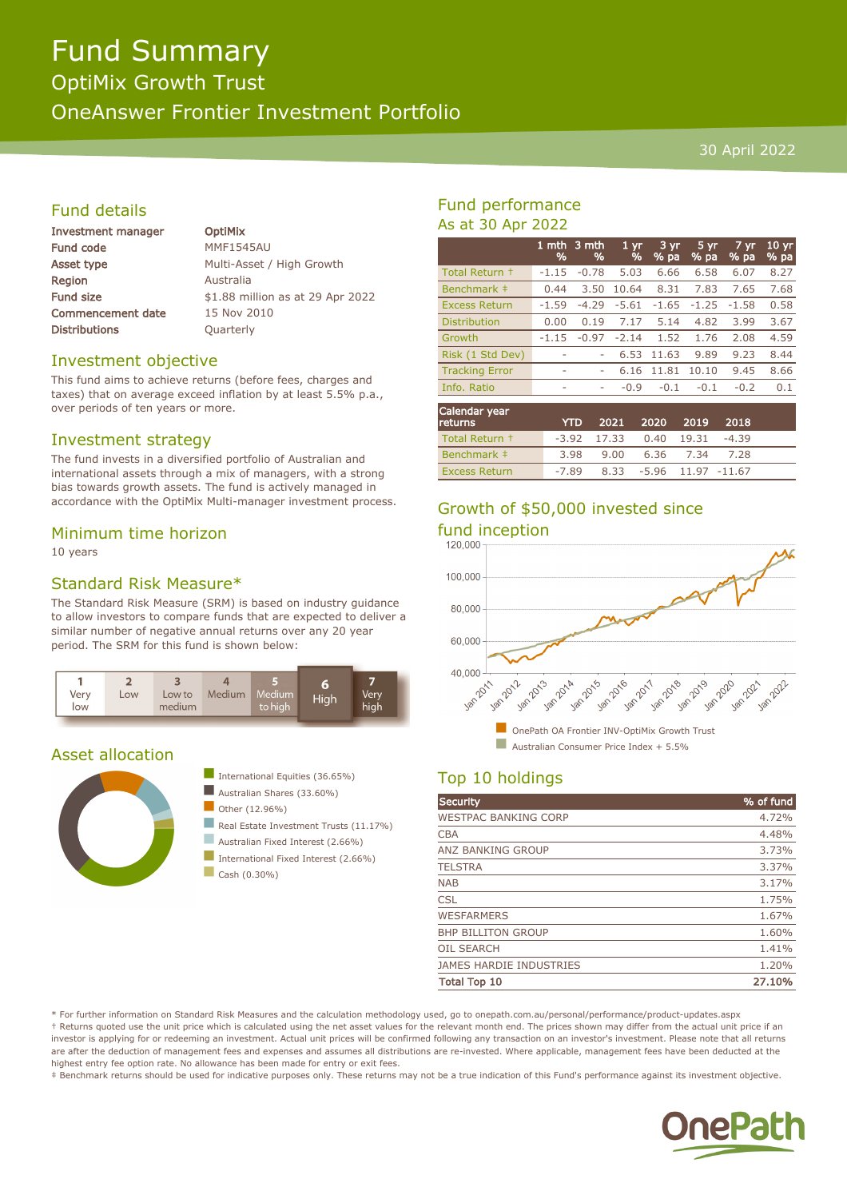# Fund Summary

## OptiMix Growth Trust

## OneAnswer Frontier Investment Portfolio

30 April 2022

## Fund details

| | |
|---|---|
| **Investment manager** | **OptiMix** |
| **Fund code** | MMF1545AU |
| **Asset type** | Multi-Asset / High Growth |
| **Region** | Australia |
| **Fund size** | $1.88 million as at 29 Apr 2022 |
| **Commencement date** | 15 Nov 2010 |
| **Distributions** | Quarterly |

## Investment objective

This fund aims to achieve returns (before fees, charges and taxes) that on average exceed inflation by at least 5.5% p.a., over periods of ten years or more.

## Investment strategy

The fund invests in a diversified portfolio of Australian and international assets through a mix of managers, with a strong bias towards growth assets. The fund is actively managed in accordance with the OptiMix Multi-manager investment process.

## Minimum time horizon

10 years

## Standard Risk Measure*

The Standard Risk Measure (SRM) is based on industry guidance to allow investors to compare funds that are expected to deliver a similar number of negative annual returns over any 20 year period. The SRM for this fund is shown below:

| 1 | 2 | 3 | 4 | 5 | 6 | 7 |
|---|---|---|---|---|---|---|
| Very low | Low | Low to medium | Medium | Medium to high | **High** | Very high |

## Asset allocation

- International Equities (36.65%)
- Australian Shares (33.60%)
- Other (12.96%)
- Real Estate Investment Trusts (11.17%)
- Australian Fixed Interest (2.66%)
- International Fixed Interest (2.66%)
- Cash (0.30%)

## Fund performance

As at 30 Apr 2022

| | 1 mth % | 3 mth % | 1 yr % | 3 yr % pa | 5 yr % pa | 7 yr % pa | 10 yr % pa |
|---|---|---|---|---|---|---|---|
| Total Return † | -1.15 | -0.78 | 5.03 | 6.66 | 6.58 | 6.07 | 8.27 |
| Benchmark ‡ | 0.44 | 3.50 | 10.64 | 8.31 | 7.83 | 7.65 | 7.68 |
| Excess Return | -1.59 | -4.29 | -5.61 | -1.65 | -1.25 | -1.58 | 0.58 |
| Distribution | 0.00 | 0.19 | 7.17 | 5.14 | 4.82 | 3.99 | 3.67 |
| Growth | -1.15 | -0.97 | -2.14 | 1.52 | 1.76 | 2.08 | 4.59 |
| Risk (1 Std Dev) | - | - | 6.53 | 11.63 | 9.89 | 9.23 | 8.44 |
| Tracking Error | - | - | 6.16 | 11.81 | 10.10 | 9.45 | 8.66 |
| Info. Ratio | - | - | -0.9 | -0.1 | -0.1 | -0.2 | 0.1 |

| Calendar year returns | YTD | 2021 | 2020 | 2019 | 2018 |
|---|---|---|---|---|---|
| Total Return † | -3.92 | 17.33 | 0.40 | 19.31 | -4.39 |
| Benchmark ‡ | 3.98 | 9.00 | 6.36 | 7.34 | 7.28 |
| Excess Return | -7.89 | 8.33 | -5.96 | 11.97 | -11.67 |

## Growth of $50,000 invested since fund inception

- OnePath OA Frontier INV-OptiMix Growth Trust
- Australian Consumer Price Index + 5.5%

## Top 10 holdings

| Security | % of fund |
|---|---|
| WESTPAC BANKING CORP | 4.72% |
| CBA | 4.48% |
| ANZ BANKING GROUP | 3.73% |
| TELSTRA | 3.37% |
| NAB | 3.17% |
| CSL | 1.75% |
| WESFARMERS | 1.67% |
| BHP BILLITON GROUP | 1.60% |
| OIL SEARCH | 1.41% |
| JAMES HARDIE INDUSTRIES | 1.20% |
| **Total Top 10** | **27.10%** |

* For further information on Standard Risk Measures and the calculation methodology used, go to onepath.com.au/personal/performance/product-updates.aspx

† Returns quoted use the unit price which is calculated using the net asset values for the relevant month end. The prices shown may differ from the actual unit price if an investor is applying for or redeeming an investment. Actual unit prices will be confirmed following any transaction on an investor's investment. Please note that all returns are after the deduction of management fees and expenses and assumes all distributions are re-invested. Where applicable, management fees have been deducted at the highest entry fee option rate. No allowance has been made for entry or exit fees.

‡ Benchmark returns should be used for indicative purposes only. These returns may not be a true indication of this Fund's performance against its investment objective.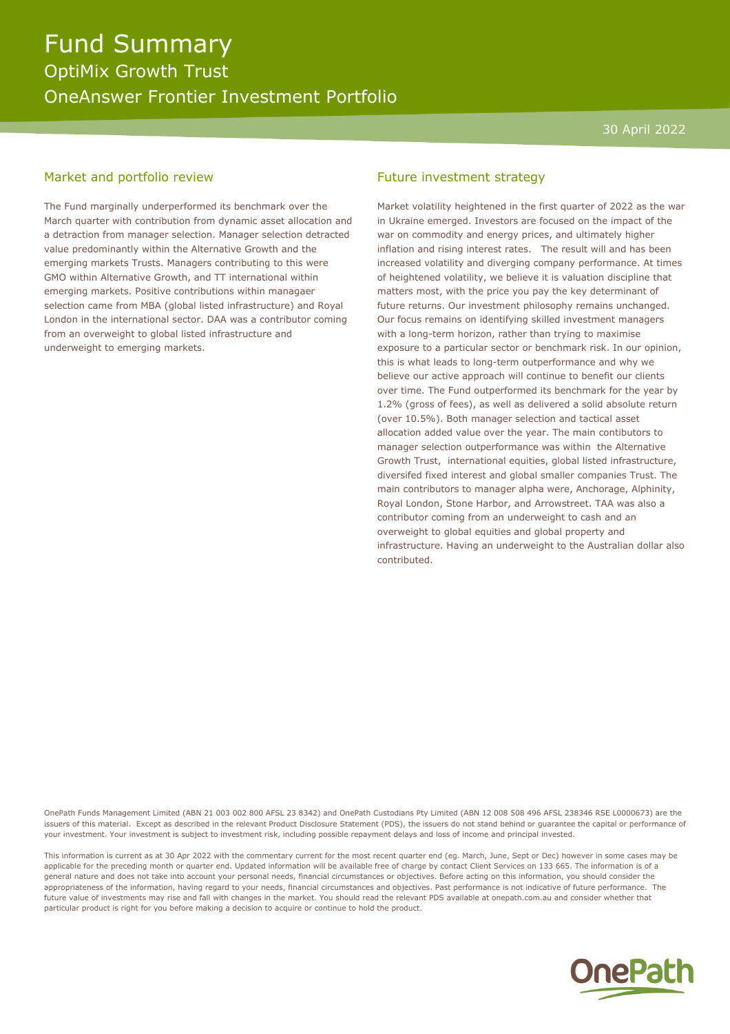# Fund Summary

## OptiMix Growth Trust

## OneAnswer Frontier Investment Portfolio

30 April 2022

### Market and portfolio review

The Fund marginally underperformed its benchmark over the March quarter with contribution from dynamic asset allocation and a detraction from manager selection. Manager selection detracted value predominantly within the Alternative Growth and the emerging markets Trusts. Managers contributing to this were GMO within Alternative Growth, and TT international within emerging markets. Positive contributions within managaer selection came from MBA (global listed infrastructure) and Royal London in the international sector. DAA was a contributor coming from an overweight to global listed infrastructure and underweight to emerging markets.

### Future investment strategy

Market volatility heightened in the first quarter of 2022 as the war in Ukraine emerged. Investors are focused on the impact of the war on commodity and energy prices, and ultimately higher inflation and rising interest rates. The result will and has been increased volatility and diverging company performance. At times of heightened volatility, we believe it is valuation discipline that matters most, with the price you pay the key determinant of future returns. Our investment philosophy remains unchanged. Our focus remains on identifying skilled investment managers with a long-term horizon, rather than trying to maximise exposure to a particular sector or benchmark risk. In our opinion, this is what leads to long-term outperformance and why we believe our active approach will continue to benefit our clients over time. The Fund outperformed its benchmark for the year by 1.2% (gross of fees), as well as delivered a solid absolute return (over 10.5%). Both manager selection and tactical asset allocation added value over the year. The main contibutors to manager selection outperformance was within the Alternative Growth Trust, international equities, global listed infrastructure, diversifed fixed interest and global smaller companies Trust. The main contributors to manager alpha were, Anchorage, Alphinity, Royal London, Stone Harbor, and Arrowstreet. TAA was also a contributor coming from an underweight to cash and an overweight to global equities and global property and infrastructure. Having an underweight to the Australian dollar also contributed.

OnePath Funds Management Limited (ABN 21 003 002 800 AFSL 23 8342) and OnePath Custodians Pty Limited (ABN 12 008 508 496 AFSL 238346 RSE L0000673) are the issuers of this material. Except as described in the relevant Product Disclosure Statement (PDS), the issuers do not stand behind or guarantee the capital or performance of your investment. Your investment is subject to investment risk, including possible repayment delays and loss of income and principal invested.

This information is current as at 30 Apr 2022 with the commentary current for the most recent quarter end (eg. March, June, Sept or Dec) however in some cases may be applicable for the preceding month or quarter end. Updated information will be available free of charge by contact Client Services on 133 665. The information is of a general nature and does not take into account your personal needs, financial circumstances or objectives. Before acting on this information, you should consider the appropriateness of the information, having regard to your needs, financial circumstances and objectives. Past performance is not indicative of future performance. The future value of investments may rise and fall with changes in the market. You should read the relevant PDS available at onepath.com.au and consider whether that particular product is right for you before making a decision to acquire or continue to hold the product.

OnePath